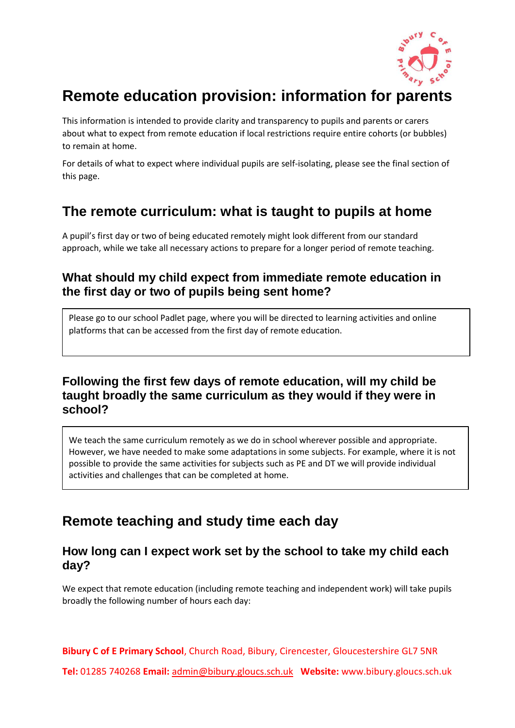# Remote education provision: information for parents

This information is intended to provide clarity and transparency to pupils and parents or carers about what to expect from remote education if local restrictions require entire cohorts (or bubbles) to remain at home.

For details of what to expect where individual pupils are self-isolating, please see the final section of this page.

## The remote curriculum: what is taught to pupils at home

A pupil's first day or two of being educated remotely might look different from our standard approach, while we take all necessary actions to prepare for a longer period of remote teaching.

### What should my child expect from immediate remote education in the first day or two of pupils being sent home?

Please go to our school Padlet page, where you will be directed to learning activities and online platforms that can be accessed from the first day of remote education.

### Following the first few days of remote education, will my child be taught broadly the same curriculum as they would if they were in school?

We teach the same curriculum remotely as we do in school wherever possible and appropriate. However, we have needed to make some adaptations in some subjects. For example, where it is not possible to provide the same activities for subjects such as PE and DT we will provide individual activities and challenges that can be completed at home.

## Remote teaching and study time each day

### How long can I expect work set by the school to take my child each day?

We expect that remote education (including remote teaching and independent work) will take pupils broadly the following number of hours each day: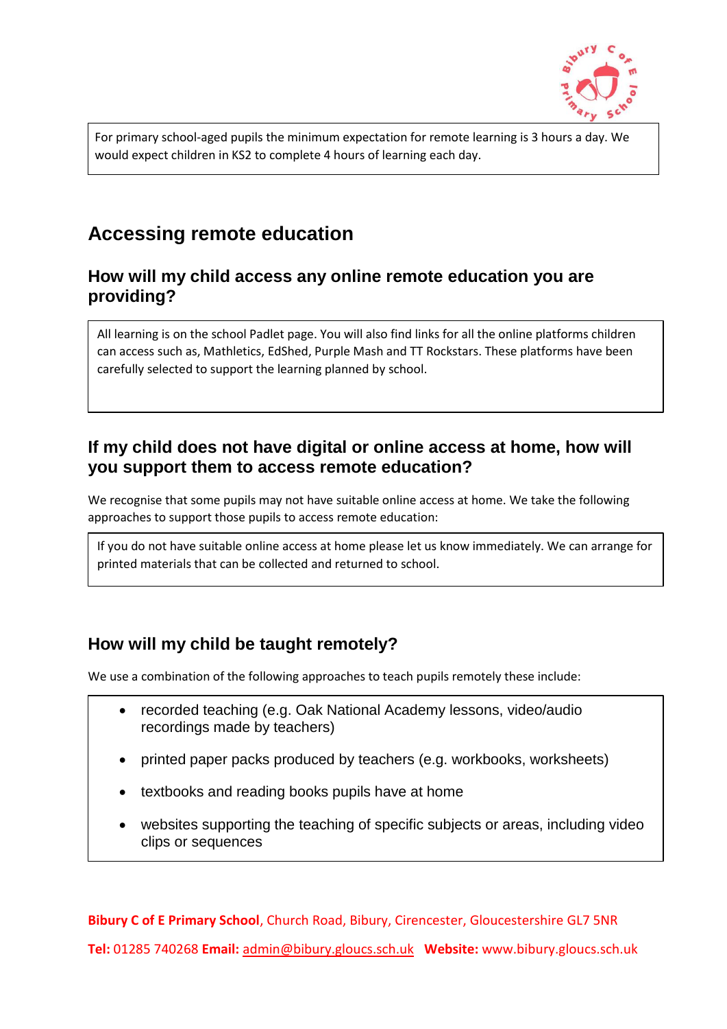For primary school-aged pupils the minimum expectation for remote learning is 3 hours a day. We would expect children in KS2 to complete 4 hours of learning each day.

## Accessing remote education

### How will my child access any online remote education you are providing?

All learning is on the school Padlet page. You will also find links for all the online platforms children can access such as, Mathletics, EdShed, Purple Mash and TT Rockstars. These platforms have been carefully selected to support the learning planned by school.

### If my child does not have digital or online access at home, how will you support them to access remote education?

We recognise that some pupils may not have suitable online access at home. We take the following approaches to support those pupils to access remote education:

If you do not have suitable online access at home please let us know immediately. We can arrange for printed materials that can be collected and returned to school.

### How will my child be taught remotely?

We use a combination of the following approaches to teach pupils remotely these include:

- recorded teaching (e.g. Oak National Academy lessons, video/audio recordings made by teachers)
- printed paper packs produced by teachers (e.g. workbooks, worksheets)
- textbooks and reading books pupils have at home
- websites supporting the teaching of specific subjects or areas, including video clips or sequences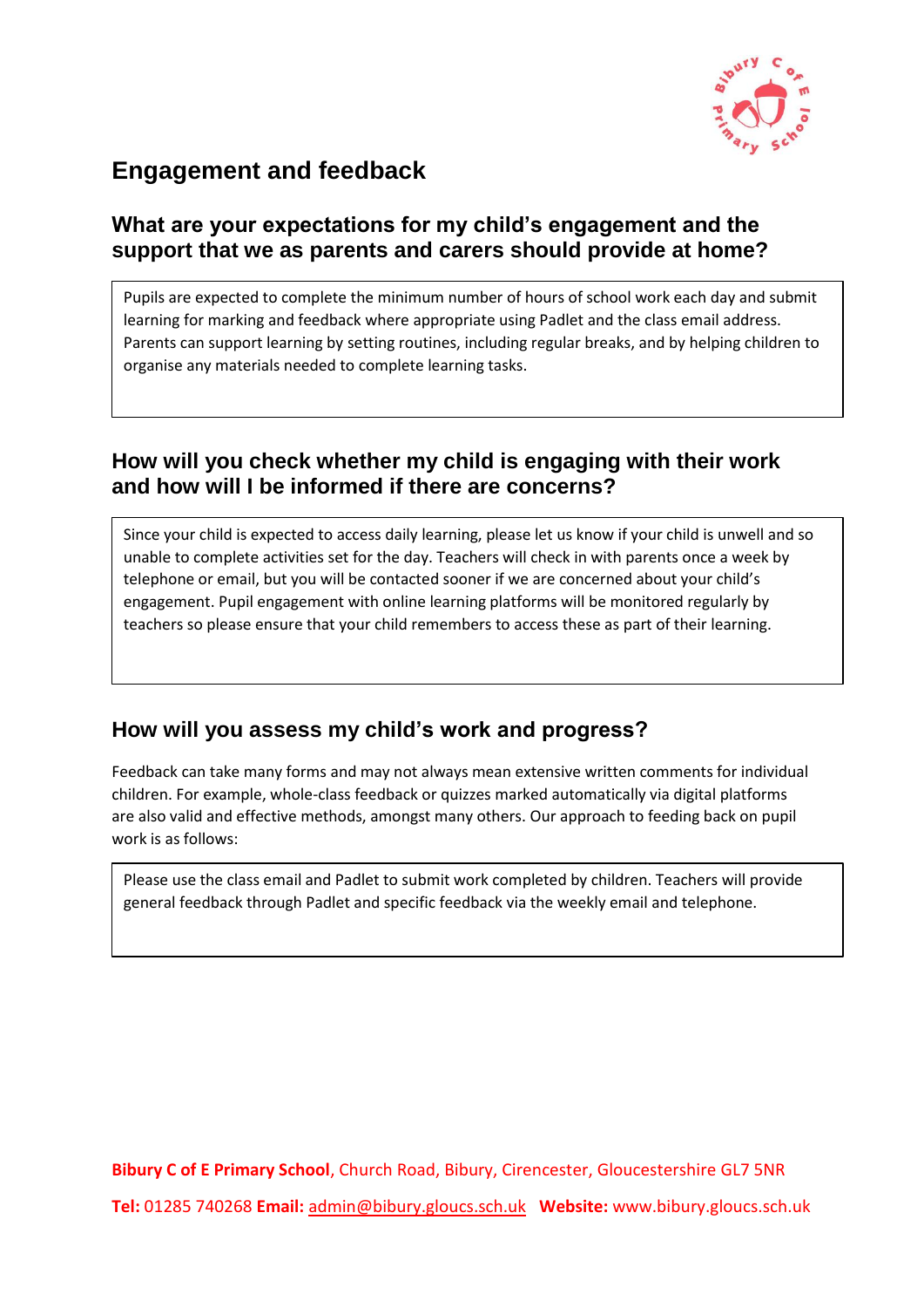## Engagement and feedback

### What are your expectations for my child's engagement and the support that we as parents and carers should provide at home?

Pupils are expected to complete the minimum number of hours of school work each day and submit learning for marking and feedback where appropriate using Padlet and the class email address. Parents can support learning by setting routines, including regular breaks, and by helping children to organise any materials needed to complete learning tasks.

### How will you check whether my child is engaging with their work and how will I be informed if there are concerns?

Since your child is expected to access daily learning, please let us know if your child is unwell and so unable to complete activities set for the day. Teachers will check in with parents once a week by telephone or email, but you will be contacted sooner if we are concerned about your child's engagement. Pupil engagement with online learning platforms will be monitored regularly by teachers so please ensure that your child remembers to access these as part of their learning.

### How will you assess my child's work and progress?

Feedback can take many forms and may not always mean extensive written comments for individual children. For example, whole-class feedback or quizzes marked automatically via digital platforms are also valid and effective methods, amongst many others. Our approach to feeding back on pupil work is as follows:

Please use the class email and Padlet to submit work completed by children. Teachers will provide general feedback through Padlet and specific feedback via the weekly email and telephone.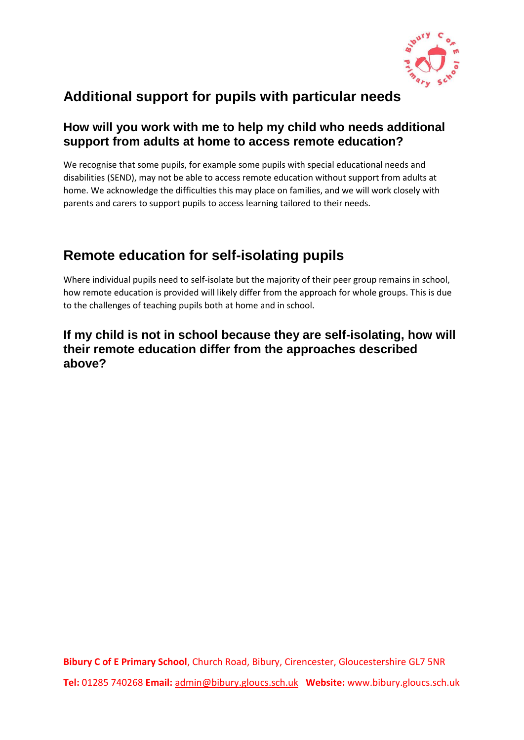## Additional support for pupils with particular needs

### How will you work with me to help my child who needs additional support from adults at home to access remote education?

We recognise that some pupils, for example some pupils with special educational needs and disabilities (SEND), may not be able to access remote education without support from adults at home. We acknowledge the difficulties this may place on families, and we will work closely with parents and carers to support pupils to access learning tailored to their needs.

## Remote education for self-isolating pupils

Where individual pupils need to self-isolate but the majority of their peer group remains in school, how remote education is provided will likely differ from the approach for whole groups. This is due to the challenges of teaching pupils both at home and in school.

### If my child is not in school because they are self-isolating, how will their remote education differ from the approaches described above?